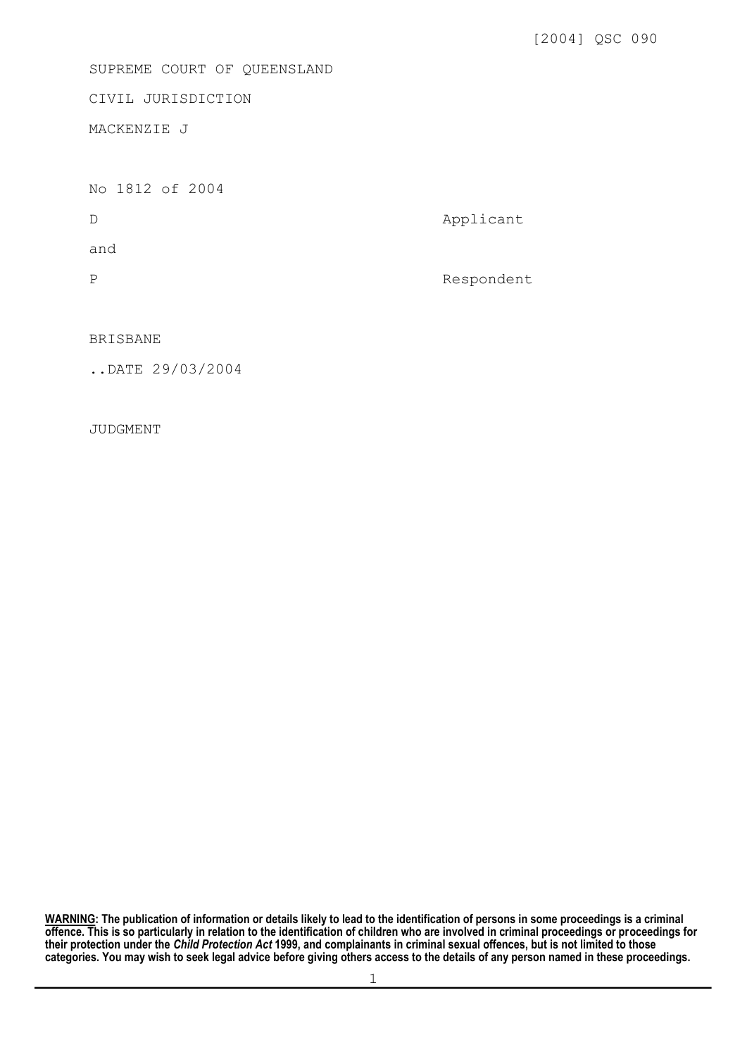[2004] QSC 090

SUPREME COURT OF QUEENSLAND

CIVIL JURISDICTION

MACKENZIE J

No 1812 of 2004

| | |
|---|---|
| D | Applicant |
| and | |
| P | Respondent |

BRISBANE

..DATE 29/03/2004

JUDGMENT

**<u>WARNING</u>: The publication of information or details likely to lead to the identification of persons in some proceedings is a criminal offence. This is so particularly in relation to the identification of children who are involved in criminal proceedings or proceedings for their protection under the *Child Protection Act* 1999, and complainants in criminal sexual offences, but is not limited to those categories. You may wish to seek legal advice before giving others access to the details of any person named in these proceedings.**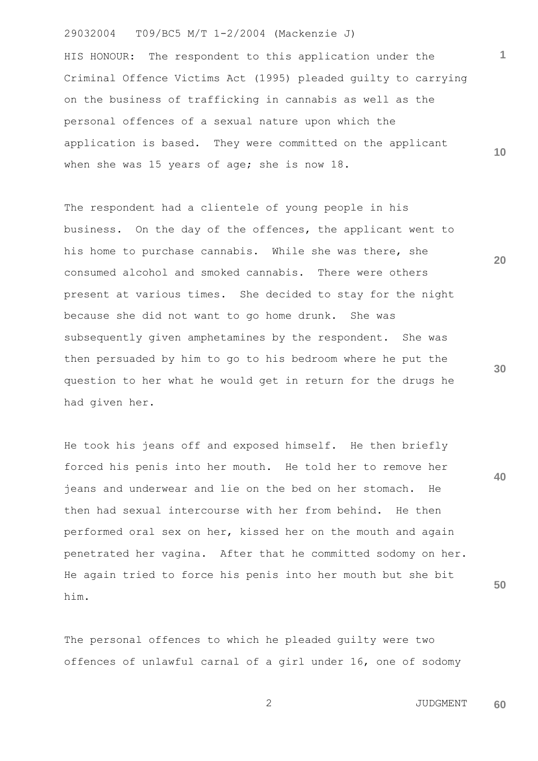HIS HONOUR: The respondent to this application under the Criminal Offence Victims Act (1995) pleaded guilty to carrying on the business of trafficking in cannabis as well as the personal offences of a sexual nature upon which the application is based. They were committed on the applicant when she was 15 years of age; she is now 18.

The respondent had a clientele of young people in his business. On the day of the offences, the applicant went to his home to purchase cannabis. While she was there, she consumed alcohol and smoked cannabis. There were others present at various times. She decided to stay for the night because she did not want to go home drunk. She was subsequently given amphetamines by the respondent. She was then persuaded by him to go to his bedroom where he put the question to her what he would get in return for the drugs he had given her.

He took his jeans off and exposed himself. He then briefly forced his penis into her mouth. He told her to remove her jeans and underwear and lie on the bed on her stomach. He then had sexual intercourse with her from behind. He then performed oral sex on her, kissed her on the mouth and again penetrated her vagina. After that he committed sodomy on her. He again tried to force his penis into her mouth but she bit him.

The personal offences to which he pleaded guilty were two offences of unlawful carnal of a girl under 16, one of sodomy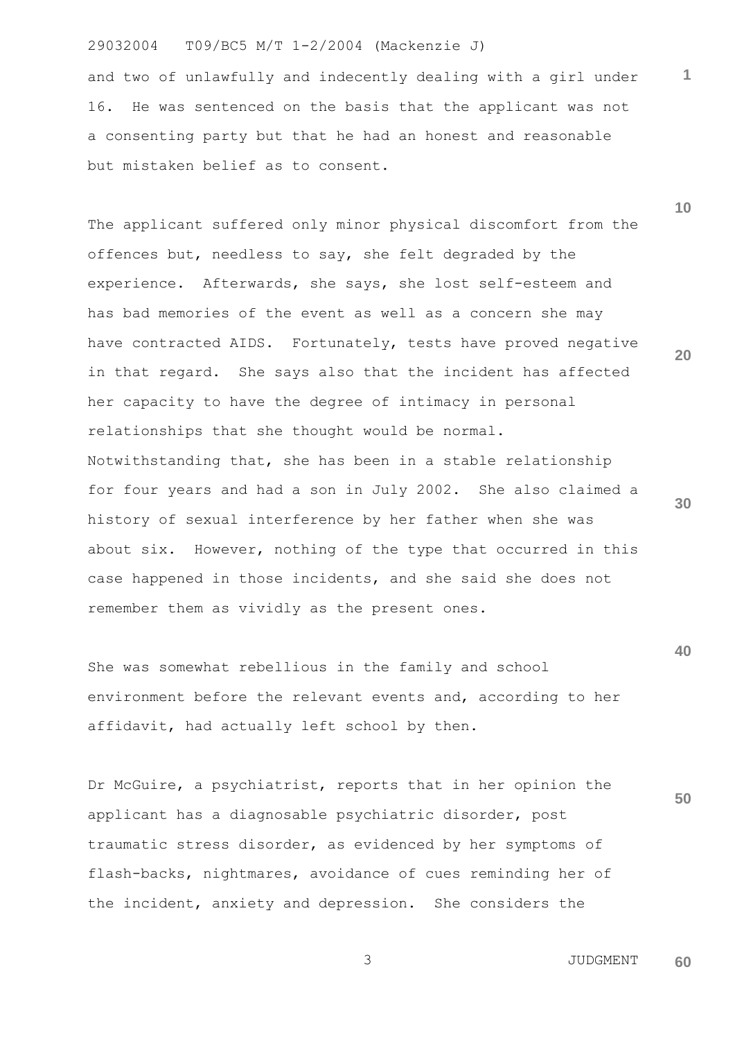and two of unlawfully and indecently dealing with a girl under 16. He was sentenced on the basis that the applicant was not a consenting party but that he had an honest and reasonable but mistaken belief as to consent.

The applicant suffered only minor physical discomfort from the offences but, needless to say, she felt degraded by the experience. Afterwards, she says, she lost self-esteem and has bad memories of the event as well as a concern she may have contracted AIDS. Fortunately, tests have proved negative in that regard. She says also that the incident has affected her capacity to have the degree of intimacy in personal relationships that she thought would be normal. Notwithstanding that, she has been in a stable relationship for four years and had a son in July 2002. She also claimed a history of sexual interference by her father when she was about six. However, nothing of the type that occurred in this case happened in those incidents, and she said she does not remember them as vividly as the present ones.

She was somewhat rebellious in the family and school environment before the relevant events and, according to her affidavit, had actually left school by then.

Dr McGuire, a psychiatrist, reports that in her opinion the applicant has a diagnosable psychiatric disorder, post traumatic stress disorder, as evidenced by her symptoms of flash-backs, nightmares, avoidance of cues reminding her of the incident, anxiety and depression. She considers the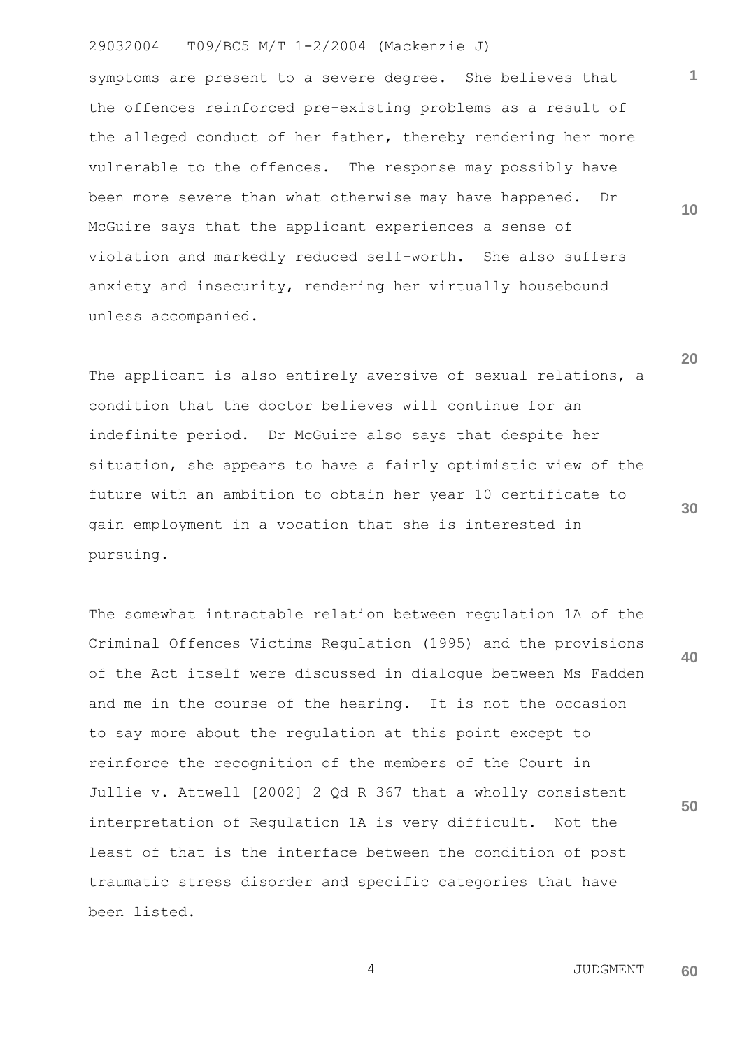symptoms are present to a severe degree. She believes that the offences reinforced pre-existing problems as a result of the alleged conduct of her father, thereby rendering her more vulnerable to the offences. The response may possibly have been more severe than what otherwise may have happened. Dr McGuire says that the applicant experiences a sense of violation and markedly reduced self-worth. She also suffers anxiety and insecurity, rendering her virtually housebound unless accompanied.

The applicant is also entirely aversive of sexual relations, a condition that the doctor believes will continue for an indefinite period. Dr McGuire also says that despite her situation, she appears to have a fairly optimistic view of the future with an ambition to obtain her year 10 certificate to gain employment in a vocation that she is interested in pursuing.

The somewhat intractable relation between regulation 1A of the Criminal Offences Victims Regulation (1995) and the provisions of the Act itself were discussed in dialogue between Ms Fadden and me in the course of the hearing. It is not the occasion to say more about the regulation at this point except to reinforce the recognition of the members of the Court in Jullie v. Attwell [2002] 2 Qd R 367 that a wholly consistent interpretation of Regulation 1A is very difficult. Not the least of that is the interface between the condition of post traumatic stress disorder and specific categories that have been listed.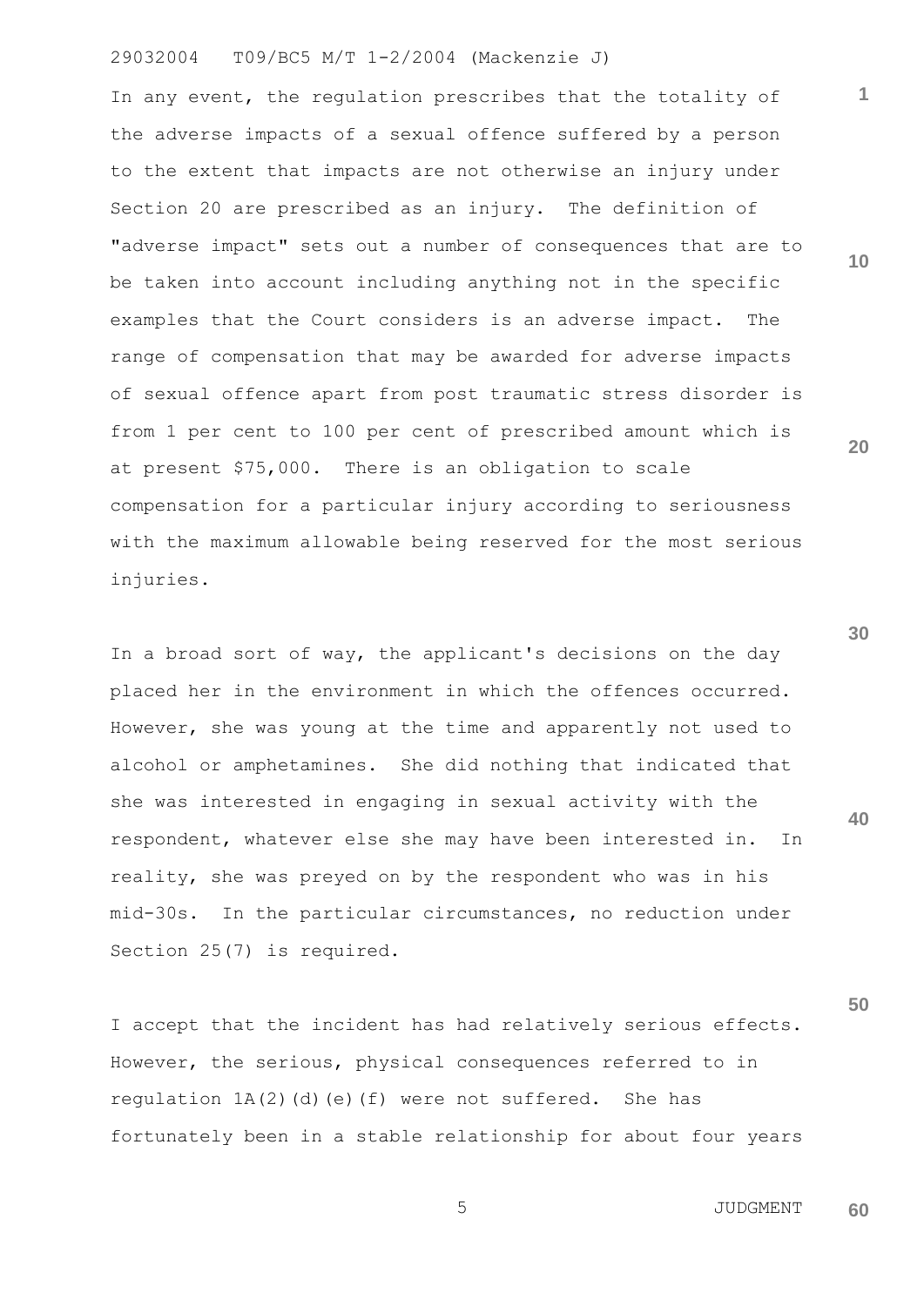In any event, the regulation prescribes that the totality of the adverse impacts of a sexual offence suffered by a person to the extent that impacts are not otherwise an injury under Section 20 are prescribed as an injury. The definition of "adverse impact" sets out a number of consequences that are to be taken into account including anything not in the specific examples that the Court considers is an adverse impact. The range of compensation that may be awarded for adverse impacts of sexual offence apart from post traumatic stress disorder is from 1 per cent to 100 per cent of prescribed amount which is at present $75,000. There is an obligation to scale compensation for a particular injury according to seriousness with the maximum allowable being reserved for the most serious injuries.

In a broad sort of way, the applicant's decisions on the day placed her in the environment in which the offences occurred. However, she was young at the time and apparently not used to alcohol or amphetamines. She did nothing that indicated that she was interested in engaging in sexual activity with the respondent, whatever else she may have been interested in. In reality, she was preyed on by the respondent who was in his mid-30s. In the particular circumstances, no reduction under Section 25(7) is required.

I accept that the incident has had relatively serious effects. However, the serious, physical consequences referred to in regulation 1A(2)(d)(e)(f) were not suffered. She has fortunately been in a stable relationship for about four years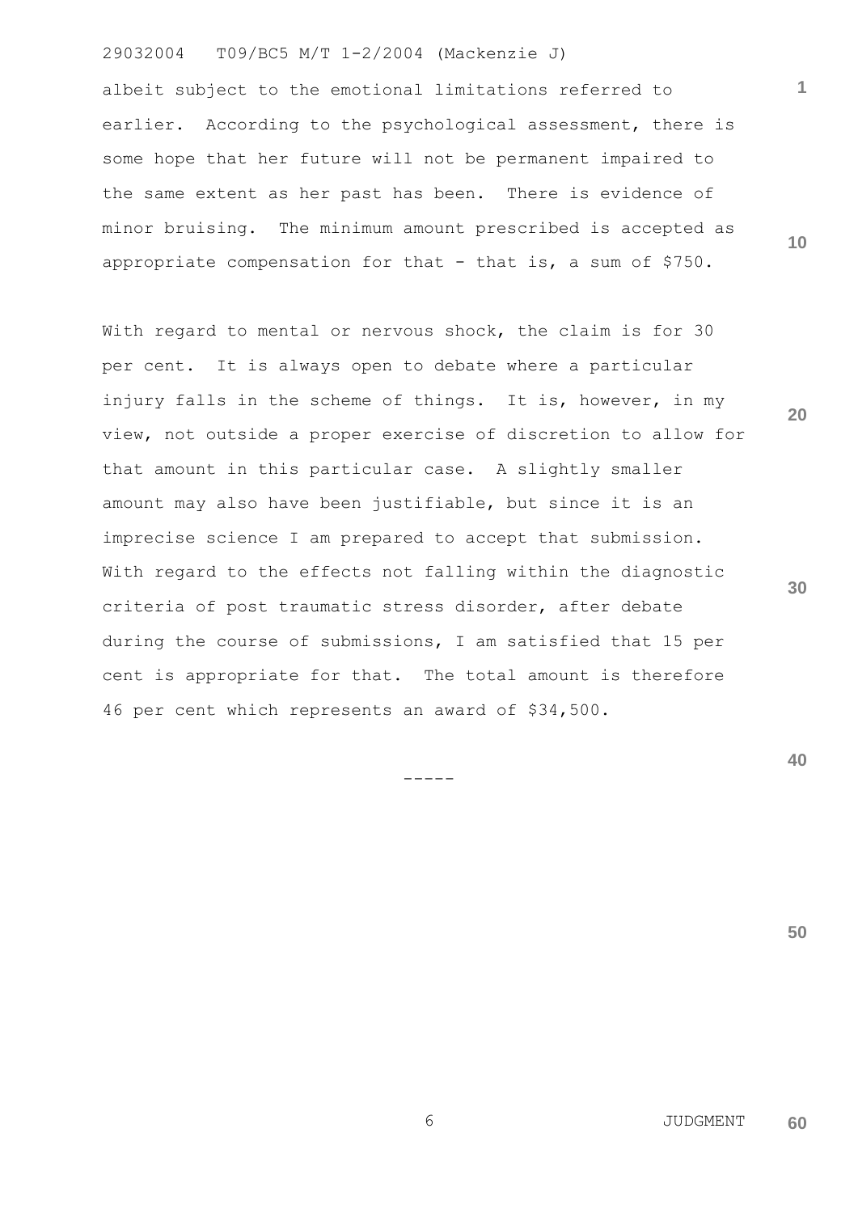albeit subject to the emotional limitations referred to earlier. According to the psychological assessment, there is some hope that her future will not be permanent impaired to the same extent as her past has been. There is evidence of minor bruising. The minimum amount prescribed is accepted as appropriate compensation for that - that is, a sum of $750.

With regard to mental or nervous shock, the claim is for 30 per cent. It is always open to debate where a particular injury falls in the scheme of things. It is, however, in my view, not outside a proper exercise of discretion to allow for that amount in this particular case. A slightly smaller amount may also have been justifiable, but since it is an imprecise science I am prepared to accept that submission. With regard to the effects not falling within the diagnostic criteria of post traumatic stress disorder, after debate during the course of submissions, I am satisfied that 15 per cent is appropriate for that. The total amount is therefore 46 per cent which represents an award of $34,500.

-----